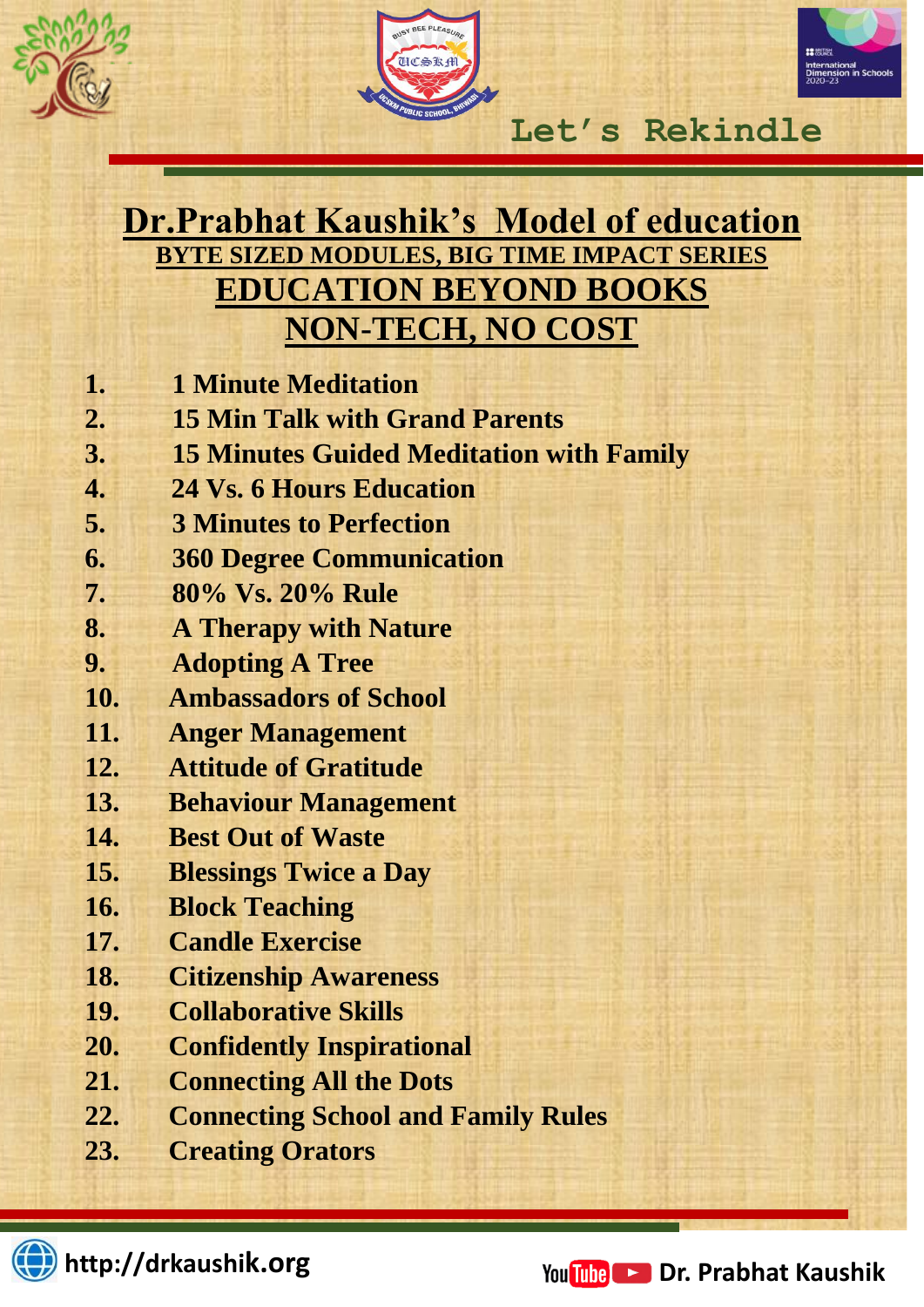Let's Rekindle

# Dr.Prabhat Kaushik's Model of education

## BYTE SIZED MODULES, BIG TIME IMPACT SERIES

## EDUCATION BEYOND BOOKS

## NON-TECH, NO COST

1. 1 Minute Meditation
2. 15 Min Talk with Grand Parents
3. 15 Minutes Guided Meditation with Family
4. 24 Vs. 6 Hours Education
5. 3 Minutes to Perfection
6. 360 Degree Communication
7. 80% Vs. 20% Rule
8. A Therapy with Nature
9. Adopting A Tree
10. Ambassadors of School
11. Anger Management
12. Attitude of Gratitude
13. Behaviour Management
14. Best Out of Waste
15. Blessings Twice a Day
16. Block Teaching
17. Candle Exercise
18. Citizenship Awareness
19. Collaborative Skills
20. Confidently Inspirational
21. Connecting All the Dots
22. Connecting School and Family Rules
23. Creating Orators

http://drkaushik.org

YouTube Dr. Prabhat Kaushik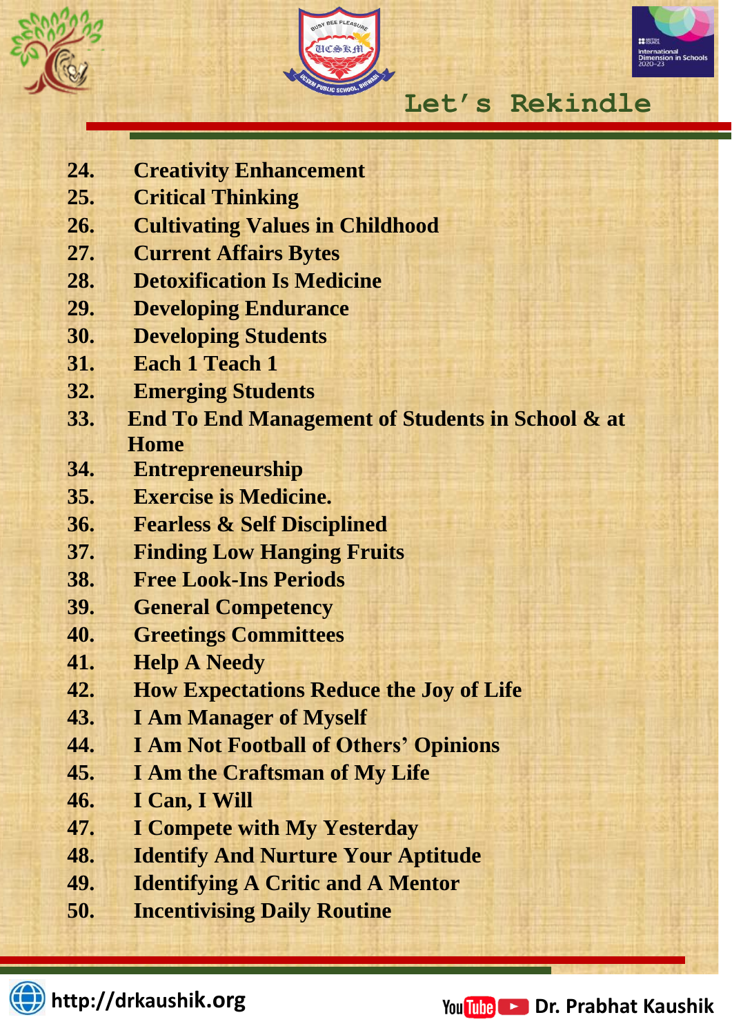24. Creativity Enhancement
25. Critical Thinking
26. Cultivating Values in Childhood
27. Current Affairs Bytes
28. Detoxification Is Medicine
29. Developing Endurance
30. Developing Students
31. Each 1 Teach 1
32. Emerging Students
33. End To End Management of Students in School & at Home
34. Entrepreneurship
35. Exercise is Medicine.
36. Fearless & Self Disciplined
37. Finding Low Hanging Fruits
38. Free Look-Ins Periods
39. General Competency
40. Greetings Committees
41. Help A Needy
42. How Expectations Reduce the Joy of Life
43. I Am Manager of Myself
44. I Am Not Football of Others' Opinions
45. I Am the Craftsman of My Life
46. I Can, I Will
47. I Compete with My Yesterday
48. Identify And Nurture Your Aptitude
49. Identifying A Critic and A Mentor
50. Incentivising Daily Routine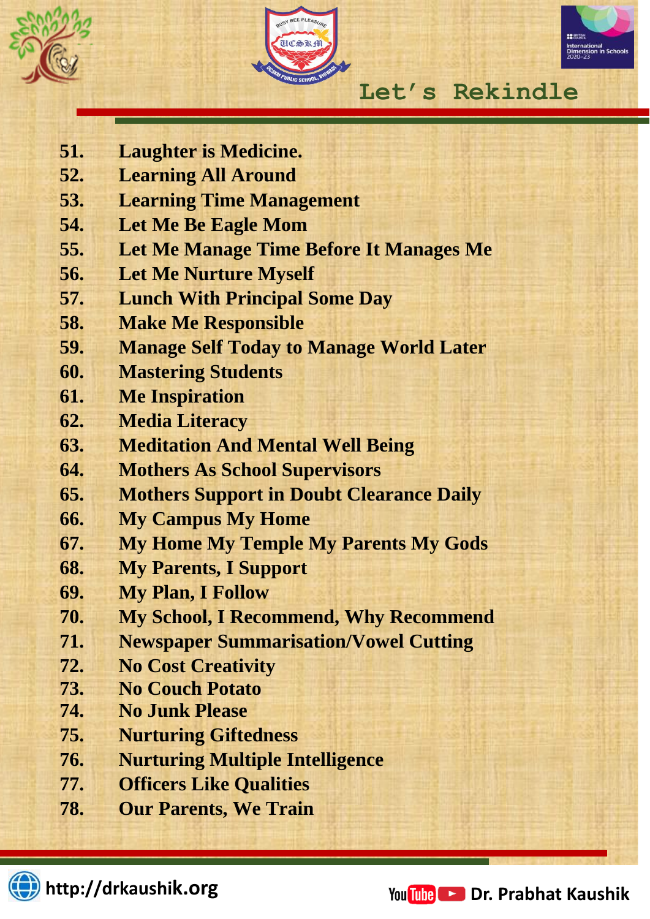51. Laughter is Medicine.
52. Learning All Around
53. Learning Time Management
54. Let Me Be Eagle Mom
55. Let Me Manage Time Before It Manages Me
56. Let Me Nurture Myself
57. Lunch With Principal Some Day
58. Make Me Responsible
59. Manage Self Today to Manage World Later
60. Mastering Students
61. Me Inspiration
62. Media Literacy
63. Meditation And Mental Well Being
64. Mothers As School Supervisors
65. Mothers Support in Doubt Clearance Daily
66. My Campus My Home
67. My Home My Temple My Parents My Gods
68. My Parents, I Support
69. My Plan, I Follow
70. My School, I Recommend, Why Recommend
71. Newspaper Summarisation/Vowel Cutting
72. No Cost Creativity
73. No Couch Potato
74. No Junk Please
75. Nurturing Giftedness
76. Nurturing Multiple Intelligence
77. Officers Like Qualities
78. Our Parents, We Train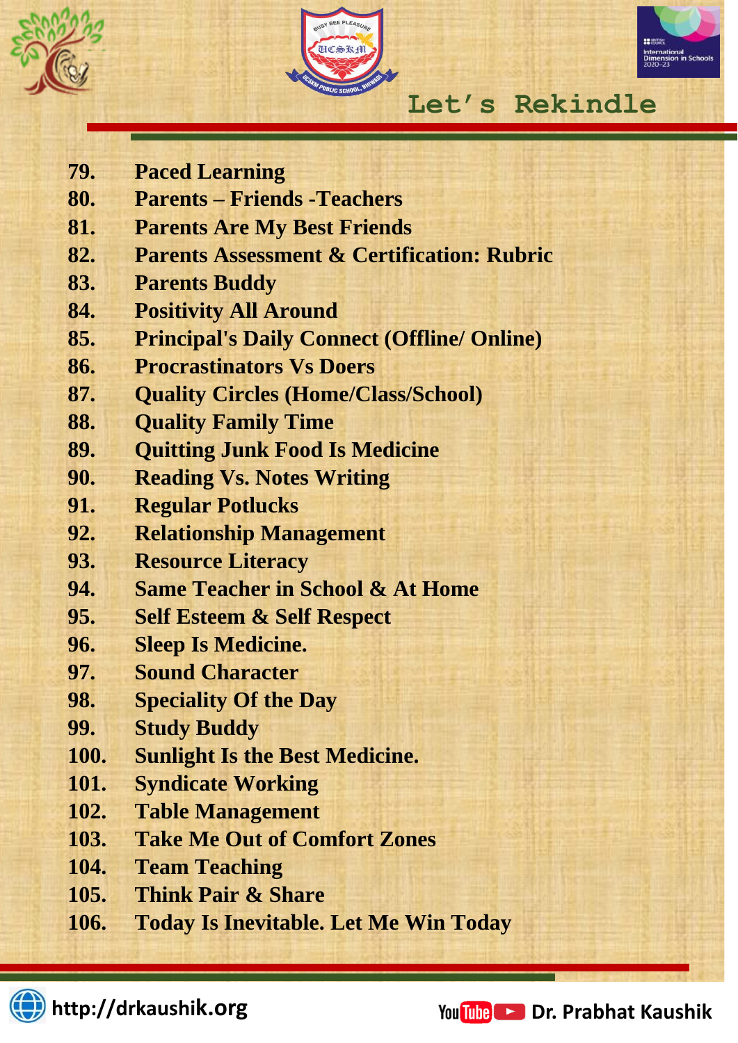79. Paced Learning
80. Parents – Friends -Teachers
81. Parents Are My Best Friends
82. Parents Assessment & Certification: Rubric
83. Parents Buddy
84. Positivity All Around
85. Principal's Daily Connect (Offline/ Online)
86. Procrastinators Vs Doers
87. Quality Circles (Home/Class/School)
88. Quality Family Time
89. Quitting Junk Food Is Medicine
90. Reading Vs. Notes Writing
91. Regular Potlucks
92. Relationship Management
93. Resource Literacy
94. Same Teacher in School & At Home
95. Self Esteem & Self Respect
96. Sleep Is Medicine.
97. Sound Character
98. Speciality Of the Day
99. Study Buddy
100. Sunlight Is the Best Medicine.
101. Syndicate Working
102. Table Management
103. Take Me Out of Comfort Zones
104. Team Teaching
105. Think Pair & Share
106. Today Is Inevitable. Let Me Win Today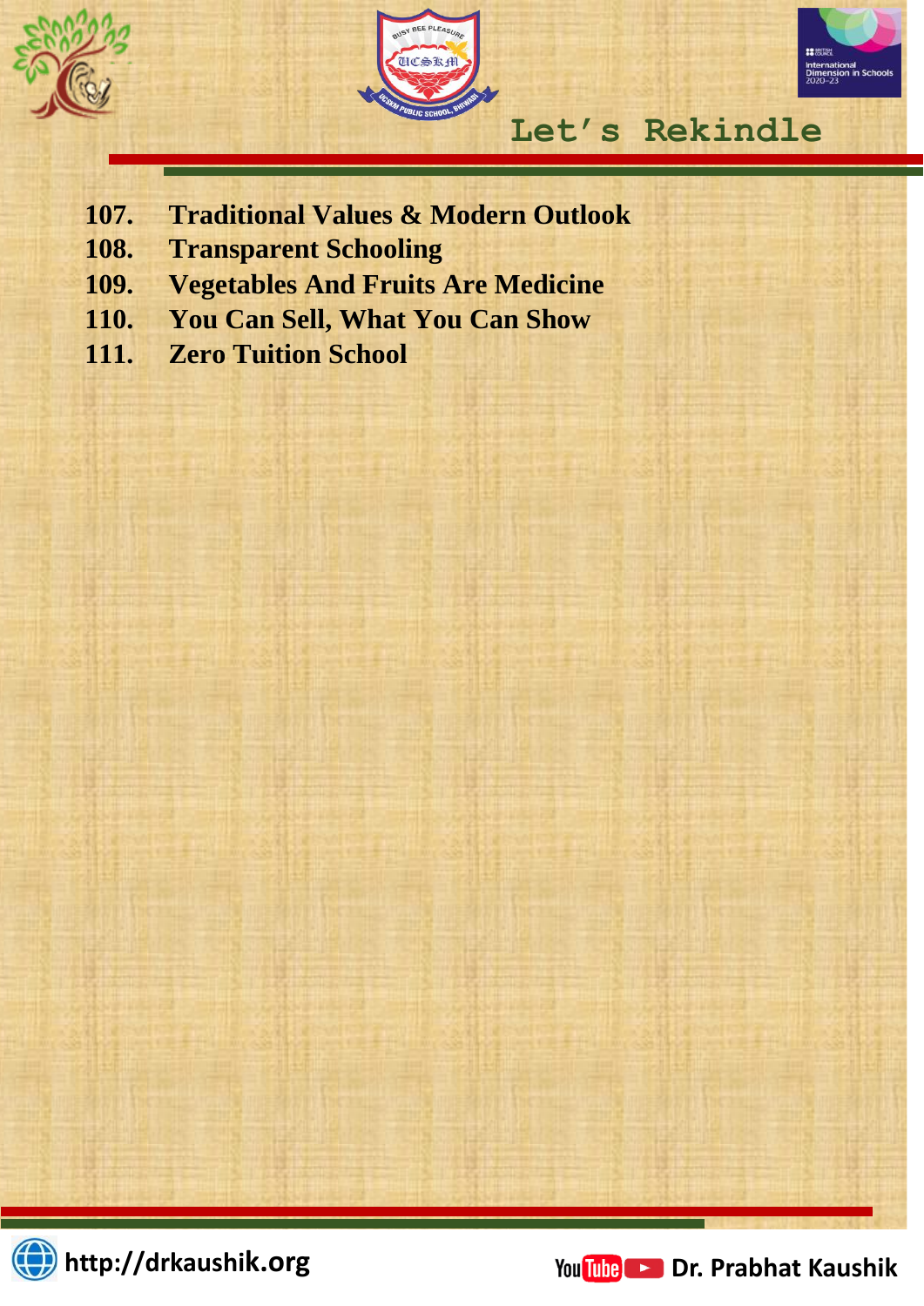107. **Traditional Values & Modern Outlook**
108. **Transparent Schooling**
109. **Vegetables And Fruits Are Medicine**
110. **You Can Sell, What You Can Show**
111. **Zero Tuition School**